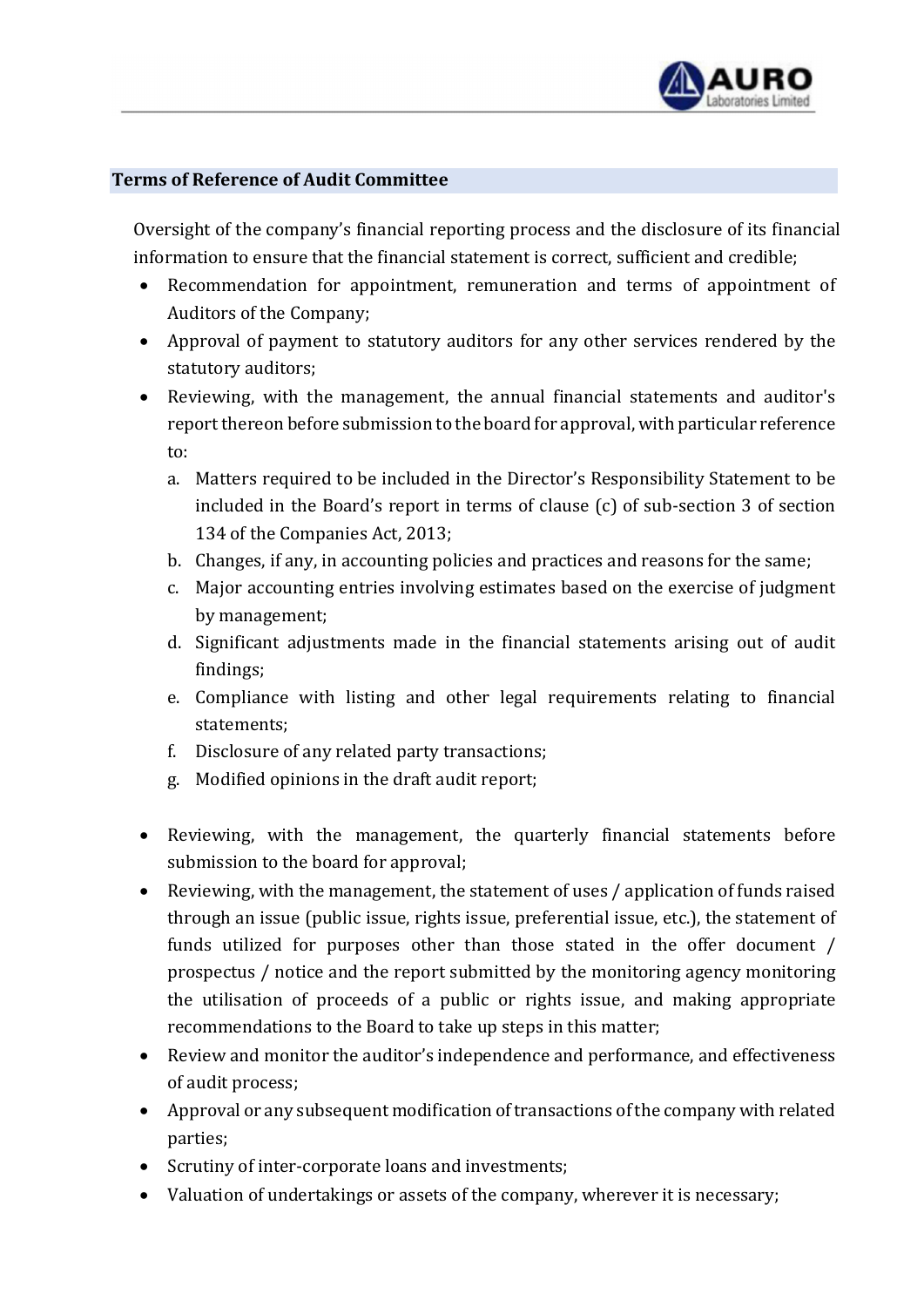## Terms of Reference of Audit Committee

Oversight of the company's financial reporting process and the disclosure of its financial information to ensure that the financial statement is correct, sufficient and credible;

- Recommendation for appointment, remuneration and terms of appointment of Auditors of the Company;
- Approval of payment to statutory auditors for any other services rendered by the statutory auditors;
- Reviewing, with the management, the annual financial statements and auditor's report thereon before submission to the board for approval, with particular reference to:
  a. Matters required to be included in the Director's Responsibility Statement to be included in the Board's report in terms of clause (c) of sub-section 3 of section 134 of the Companies Act, 2013;
  b. Changes, if any, in accounting policies and practices and reasons for the same;
  c. Major accounting entries involving estimates based on the exercise of judgment by management;
  d. Significant adjustments made in the financial statements arising out of audit findings;
  e. Compliance with listing and other legal requirements relating to financial statements;
  f. Disclosure of any related party transactions;
  g. Modified opinions in the draft audit report;
- Reviewing, with the management, the quarterly financial statements before submission to the board for approval;
- Reviewing, with the management, the statement of uses / application of funds raised through an issue (public issue, rights issue, preferential issue, etc.), the statement of funds utilized for purposes other than those stated in the offer document / prospectus / notice and the report submitted by the monitoring agency monitoring the utilisation of proceeds of a public or rights issue, and making appropriate recommendations to the Board to take up steps in this matter;
- Review and monitor the auditor's independence and performance, and effectiveness of audit process;
- Approval or any subsequent modification of transactions of the company with related parties;
- Scrutiny of inter-corporate loans and investments;
- Valuation of undertakings or assets of the company, wherever it is necessary;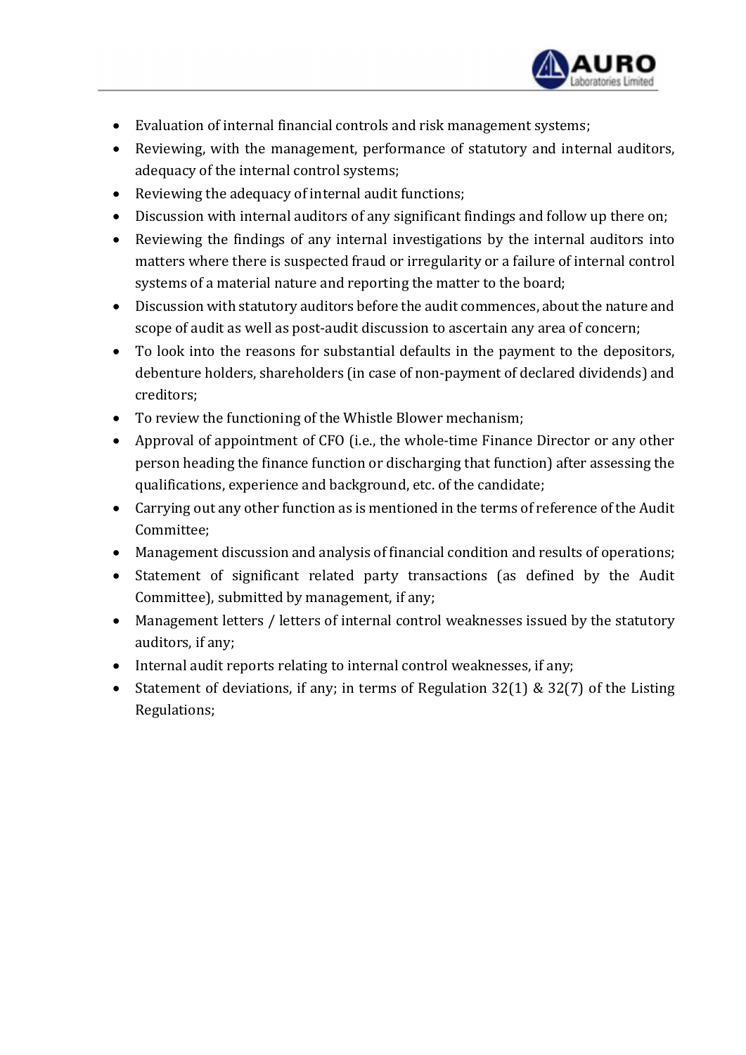- Evaluation of internal financial controls and risk management systems;
- Reviewing, with the management, performance of statutory and internal auditors, adequacy of the internal control systems;
- Reviewing the adequacy of internal audit functions;
- Discussion with internal auditors of any significant findings and follow up there on;
- Reviewing the findings of any internal investigations by the internal auditors into matters where there is suspected fraud or irregularity or a failure of internal control systems of a material nature and reporting the matter to the board;
- Discussion with statutory auditors before the audit commences, about the nature and scope of audit as well as post-audit discussion to ascertain any area of concern;
- To look into the reasons for substantial defaults in the payment to the depositors, debenture holders, shareholders (in case of non-payment of declared dividends) and creditors;
- To review the functioning of the Whistle Blower mechanism;
- Approval of appointment of CFO (i.e., the whole-time Finance Director or any other person heading the finance function or discharging that function) after assessing the qualifications, experience and background, etc. of the candidate;
- Carrying out any other function as is mentioned in the terms of reference of the Audit Committee;
- Management discussion and analysis of financial condition and results of operations;
- Statement of significant related party transactions (as defined by the Audit Committee), submitted by management, if any;
- Management letters / letters of internal control weaknesses issued by the statutory auditors, if any;
- Internal audit reports relating to internal control weaknesses, if any;
- Statement of deviations, if any; in terms of Regulation 32(1) & 32(7) of the Listing Regulations;